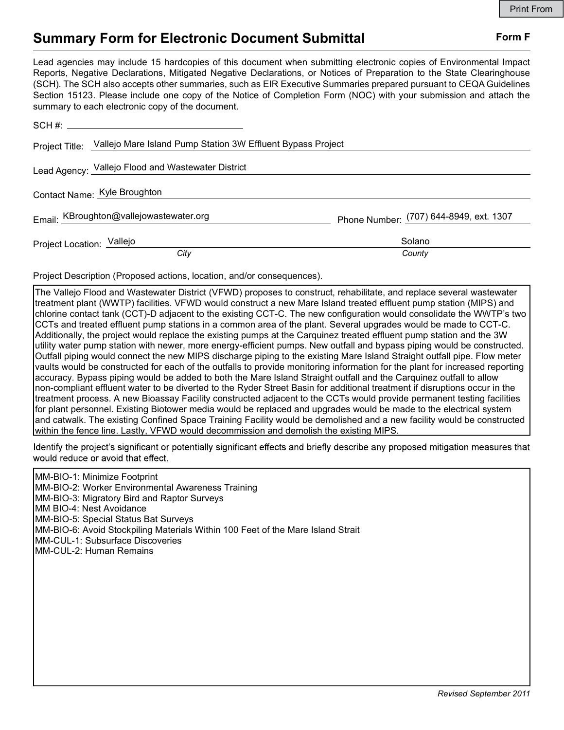# Summary Form for Electronic Document Submittal

**Form F**

Lead agencies may include 15 hardcopies of this document when submitting electronic copies of Environmental Impact Reports, Negative Declarations, Mitigated Negative Declarations, or Notices of Preparation to the State Clearinghouse (SCH). The SCH also accepts other summaries, such as EIR Executive Summaries prepared pursuant to CEQA Guidelines Section 15123. Please include one copy of the Notice of Completion Form (NOC) with your submission and attach the summary to each electronic copy of the document.

SCH #: ______________________

Project Title: Vallejo Mare Island Pump Station 3W Effluent Bypass Project

Lead Agency: Vallejo Flood and Wastewater District

Contact Name: Kyle Broughton

Email: KBroughton@vallejowastewater.org

Phone Number: (707) 644-8949, ext. 1307

Project Location: Vallejo (*City*), Solano (*County*)

Project Description (Proposed actions, location, and/or consequences).

The Vallejo Flood and Wastewater District (VFWD) proposes to construct, rehabilitate, and replace several wastewater treatment plant (WWTP) facilities. VFWD would construct a new Mare Island treated effluent pump station (MIPS) and chlorine contact tank (CCT)-D adjacent to the existing CCT-C. The new configuration would consolidate the WWTP's two CCTs and treated effluent pump stations in a common area of the plant. Several upgrades would be made to CCT-C. Additionally, the project would replace the existing pumps at the Carquinez treated effluent pump station and the 3W utility water pump station with newer, more energy-efficient pumps. New outfall and bypass piping would be constructed. Outfall piping would connect the new MIPS discharge piping to the existing Mare Island Straight outfall pipe. Flow meter vaults would be constructed for each of the outfalls to provide monitoring information for the plant for increased reporting accuracy. Bypass piping would be added to both the Mare Island Straight outfall and the Carquinez outfall to allow non-compliant effluent water to be diverted to the Ryder Street Basin for additional treatment if disruptions occur in the treatment process. A new Bioassay Facility constructed adjacent to the CCTs would provide permanent testing facilities for plant personnel. Existing Biotower media would be replaced and upgrades would be made to the electrical system and catwalk. The existing Confined Space Training Facility would be demolished and a new facility would be constructed within the fence line. Lastly, VFWD would decommission and demolish the existing MIPS.

Identify the project's significant or potentially significant effects and briefly describe any proposed mitigation measures that would reduce or avoid that effect.

MM-BIO-1: Minimize Footprint
MM-BIO-2: Worker Environmental Awareness Training
MM-BIO-3: Migratory Bird and Raptor Surveys
MM BIO-4: Nest Avoidance
MM-BIO-5: Special Status Bat Surveys
MM-BIO-6: Avoid Stockpiling Materials Within 100 Feet of the Mare Island Strait
MM-CUL-1: Subsurface Discoveries
MM-CUL-2: Human Remains

*Revised September 2011*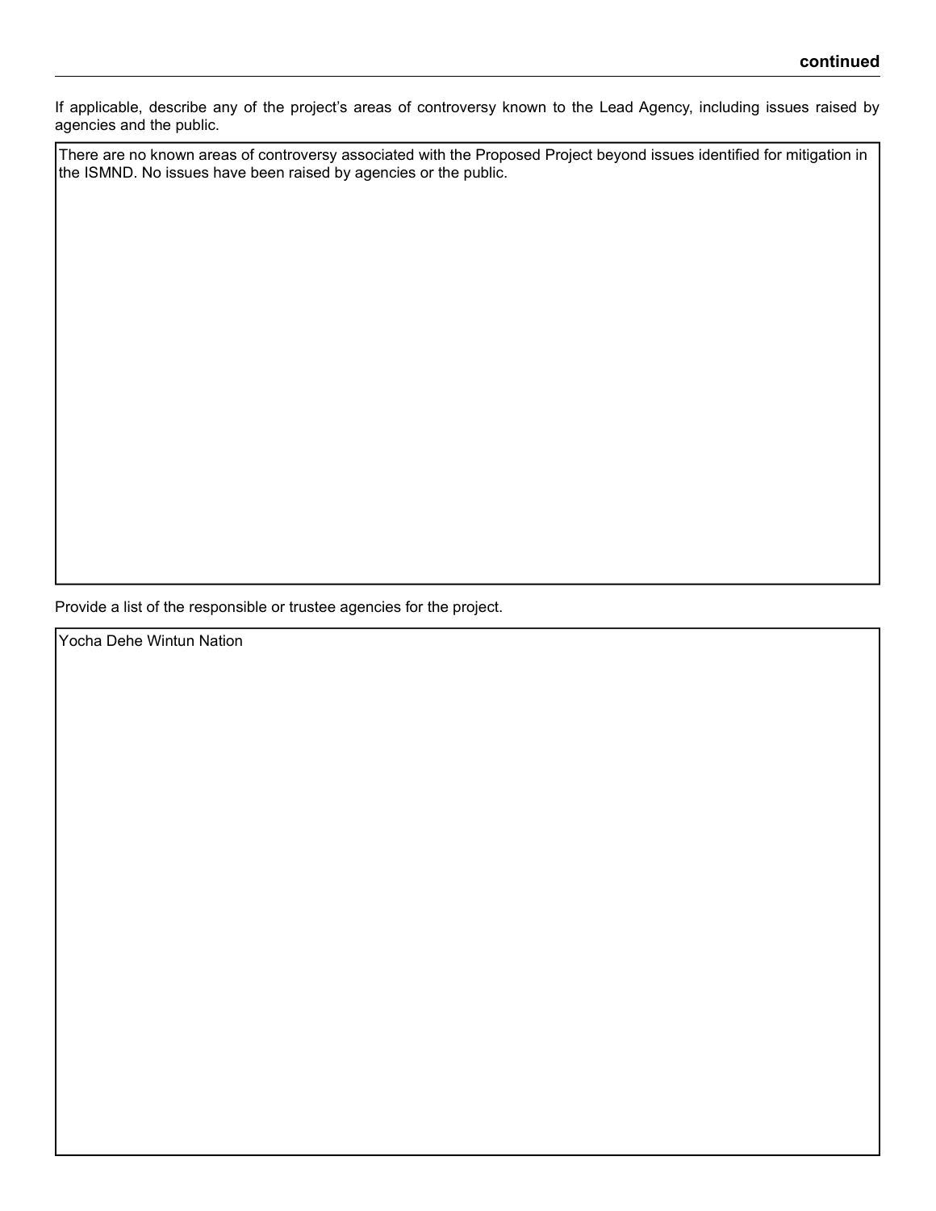**continued**

If applicable, describe any of the project's areas of controversy known to the Lead Agency, including issues raised by agencies and the public.

There are no known areas of controversy associated with the Proposed Project beyond issues identified for mitigation in the ISMND. No issues have been raised by agencies or the public.

Provide a list of the responsible or trustee agencies for the project.

Yocha Dehe Wintun Nation